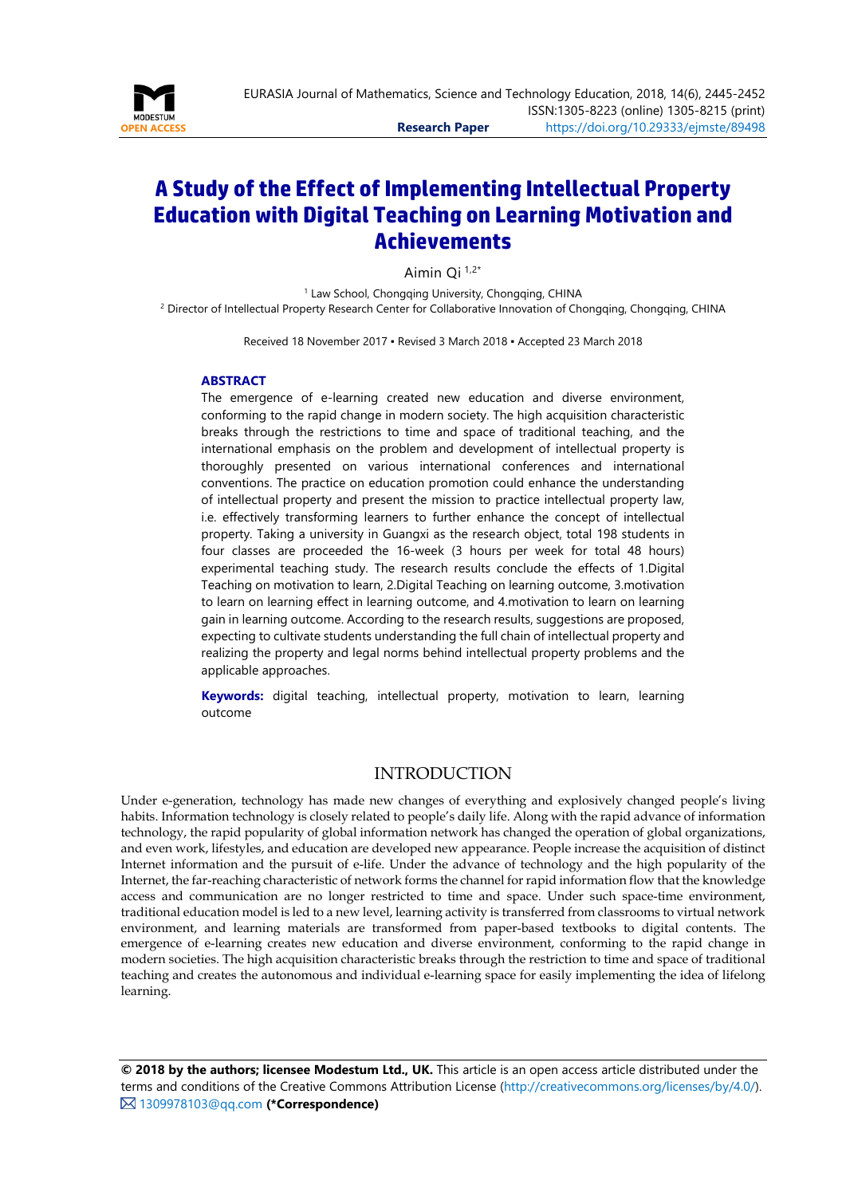# A Study of the Effect of Implementing Intellectual Property Education with Digital Teaching on Learning Motivation and Achievements

Aimin Qi [1,2*]

[1] Law School, Chongqing University, Chongqing, CHINA
[2] Director of Intellectual Property Research Center for Collaborative Innovation of Chongqing, Chongqing, CHINA

Received 18 November 2017 ▪ Revised 3 March 2018 ▪ Accepted 23 March 2018

## ABSTRACT

The emergence of e-learning created new education and diverse environment, conforming to the rapid change in modern society. The high acquisition characteristic breaks through the restrictions to time and space of traditional teaching, and the international emphasis on the problem and development of intellectual property is thoroughly presented on various international conferences and international conventions. The practice on education promotion could enhance the understanding of intellectual property and present the mission to practice intellectual property law, i.e. effectively transforming learners to further enhance the concept of intellectual property. Taking a university in Guangxi as the research object, total 198 students in four classes are proceeded the 16-week (3 hours per week for total 48 hours) experimental teaching study. The research results conclude the effects of 1.Digital Teaching on motivation to learn, 2.Digital Teaching on learning outcome, 3.motivation to learn on learning effect in learning outcome, and 4.motivation to learn on learning gain in learning outcome. According to the research results, suggestions are proposed, expecting to cultivate students understanding the full chain of intellectual property and realizing the property and legal norms behind intellectual property problems and the applicable approaches.

**Keywords:** digital teaching, intellectual property, motivation to learn, learning outcome

## INTRODUCTION

Under e-generation, technology has made new changes of everything and explosively changed people's living habits. Information technology is closely related to people's daily life. Along with the rapid advance of information technology, the rapid popularity of global information network has changed the operation of global organizations, and even work, lifestyles, and education are developed new appearance. People increase the acquisition of distinct Internet information and the pursuit of e-life. Under the advance of technology and the high popularity of the Internet, the far-reaching characteristic of network forms the channel for rapid information flow that the knowledge access and communication are no longer restricted to time and space. Under such space-time environment, traditional education model is led to a new level, learning activity is transferred from classrooms to virtual network environment, and learning materials are transformed from paper-based textbooks to digital contents. The emergence of e-learning creates new education and diverse environment, conforming to the rapid change in modern societies. The high acquisition characteristic breaks through the restriction to time and space of traditional teaching and creates the autonomous and individual e-learning space for easily implementing the idea of lifelong learning.

**© 2018 by the authors; licensee Modestum Ltd., UK.** This article is an open access article distributed under the terms and conditions of the Creative Commons Attribution License (http://creativecommons.org/licenses/by/4.0/).
✉ 1309978103@qq.com **(\*Correspondence)**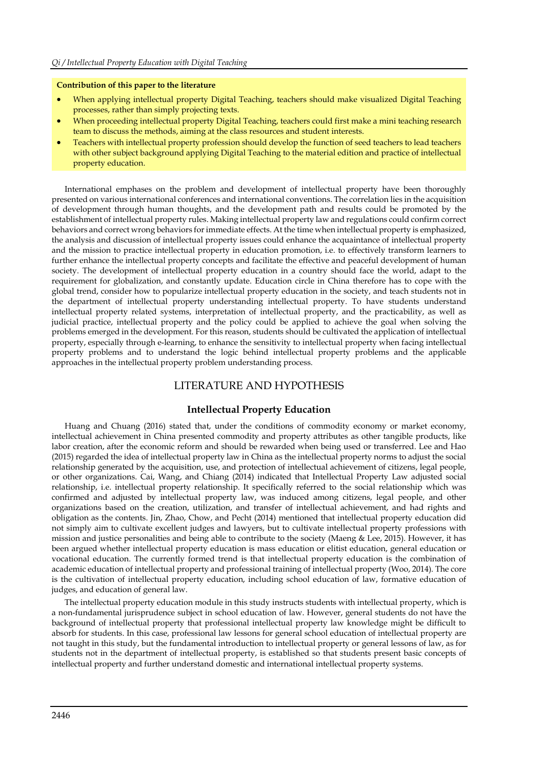**Contribution of this paper to the literature**

- When applying intellectual property Digital Teaching, teachers should make visualized Digital Teaching processes, rather than simply projecting texts.
- When proceeding intellectual property Digital Teaching, teachers could first make a mini teaching research team to discuss the methods, aiming at the class resources and student interests.
- Teachers with intellectual property profession should develop the function of seed teachers to lead teachers with other subject background applying Digital Teaching to the material edition and practice of intellectual property education.

International emphases on the problem and development of intellectual property have been thoroughly presented on various international conferences and international conventions. The correlation lies in the acquisition of development through human thoughts, and the development path and results could be promoted by the establishment of intellectual property rules. Making intellectual property law and regulations could confirm correct behaviors and correct wrong behaviors for immediate effects. At the time when intellectual property is emphasized, the analysis and discussion of intellectual property issues could enhance the acquaintance of intellectual property and the mission to practice intellectual property in education promotion, i.e. to effectively transform learners to further enhance the intellectual property concepts and facilitate the effective and peaceful development of human society. The development of intellectual property education in a country should face the world, adapt to the requirement for globalization, and constantly update. Education circle in China therefore has to cope with the global trend, consider how to popularize intellectual property education in the society, and teach students not in the department of intellectual property understanding intellectual property. To have students understand intellectual property related systems, interpretation of intellectual property, and the practicability, as well as judicial practice, intellectual property and the policy could be applied to achieve the goal when solving the problems emerged in the development. For this reason, students should be cultivated the application of intellectual property, especially through e-learning, to enhance the sensitivity to intellectual property when facing intellectual property problems and to understand the logic behind intellectual property problems and the applicable approaches in the intellectual property problem understanding process.

## LITERATURE AND HYPOTHESIS

### Intellectual Property Education

Huang and Chuang (2016) stated that, under the conditions of commodity economy or market economy, intellectual achievement in China presented commodity and property attributes as other tangible products, like labor creation, after the economic reform and should be rewarded when being used or transferred. Lee and Hao (2015) regarded the idea of intellectual property law in China as the intellectual property norms to adjust the social relationship generated by the acquisition, use, and protection of intellectual achievement of citizens, legal people, or other organizations. Cai, Wang, and Chiang (2014) indicated that Intellectual Property Law adjusted social relationship, i.e. intellectual property relationship. It specifically referred to the social relationship which was confirmed and adjusted by intellectual property law, was induced among citizens, legal people, and other organizations based on the creation, utilization, and transfer of intellectual achievement, and had rights and obligation as the contents. Jin, Zhao, Chow, and Pecht (2014) mentioned that intellectual property education did not simply aim to cultivate excellent judges and lawyers, but to cultivate intellectual property professions with mission and justice personalities and being able to contribute to the society (Maeng & Lee, 2015). However, it has been argued whether intellectual property education is mass education or elitist education, general education or vocational education. The currently formed trend is that intellectual property education is the combination of academic education of intellectual property and professional training of intellectual property (Woo, 2014). The core is the cultivation of intellectual property education, including school education of law, formative education of judges, and education of general law.

The intellectual property education module in this study instructs students with intellectual property, which is a non-fundamental jurisprudence subject in school education of law. However, general students do not have the background of intellectual property that professional intellectual property law knowledge might be difficult to absorb for students. In this case, professional law lessons for general school education of intellectual property are not taught in this study, but the fundamental introduction to intellectual property or general lessons of law, as for students not in the department of intellectual property, is established so that students present basic concepts of intellectual property and further understand domestic and international intellectual property systems.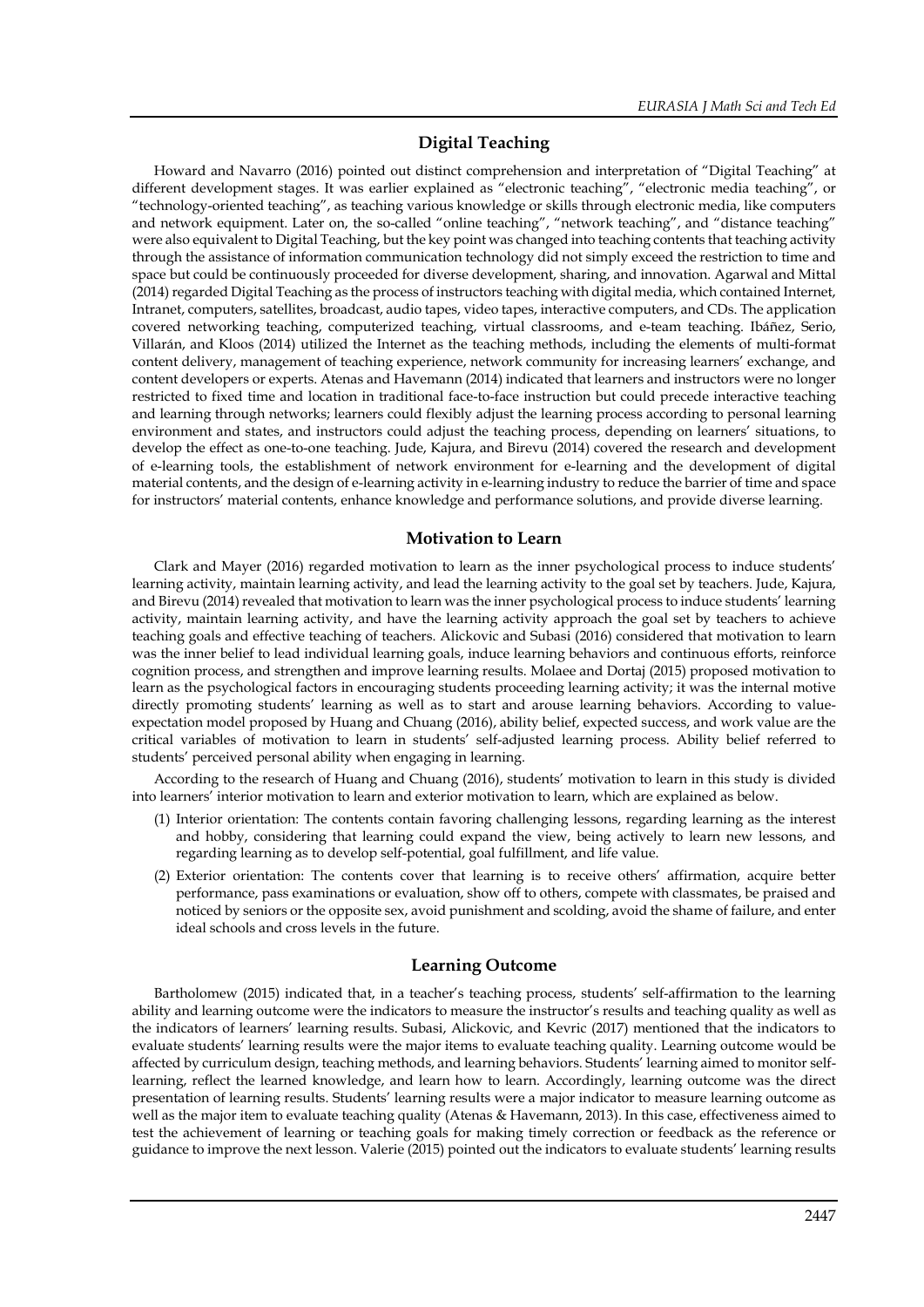## Digital Teaching

Howard and Navarro (2016) pointed out distinct comprehension and interpretation of "Digital Teaching" at different development stages. It was earlier explained as "electronic teaching", "electronic media teaching", or "technology-oriented teaching", as teaching various knowledge or skills through electronic media, like computers and network equipment. Later on, the so-called "online teaching", "network teaching", and "distance teaching" were also equivalent to Digital Teaching, but the key point was changed into teaching contents that teaching activity through the assistance of information communication technology did not simply exceed the restriction to time and space but could be continuously proceeded for diverse development, sharing, and innovation. Agarwal and Mittal (2014) regarded Digital Teaching as the process of instructors teaching with digital media, which contained Internet, Intranet, computers, satellites, broadcast, audio tapes, video tapes, interactive computers, and CDs. The application covered networking teaching, computerized teaching, virtual classrooms, and e-team teaching. Ibáñez, Serio, Villarán, and Kloos (2014) utilized the Internet as the teaching methods, including the elements of multi-format content delivery, management of teaching experience, network community for increasing learners' exchange, and content developers or experts. Atenas and Havemann (2014) indicated that learners and instructors were no longer restricted to fixed time and location in traditional face-to-face instruction but could precede interactive teaching and learning through networks; learners could flexibly adjust the learning process according to personal learning environment and states, and instructors could adjust the teaching process, depending on learners' situations, to develop the effect as one-to-one teaching. Jude, Kajura, and Birevu (2014) covered the research and development of e-learning tools, the establishment of network environment for e-learning and the development of digital material contents, and the design of e-learning activity in e-learning industry to reduce the barrier of time and space for instructors' material contents, enhance knowledge and performance solutions, and provide diverse learning.

## Motivation to Learn

Clark and Mayer (2016) regarded motivation to learn as the inner psychological process to induce students' learning activity, maintain learning activity, and lead the learning activity to the goal set by teachers. Jude, Kajura, and Birevu (2014) revealed that motivation to learn was the inner psychological process to induce students' learning activity, maintain learning activity, and have the learning activity approach the goal set by teachers to achieve teaching goals and effective teaching of teachers. Alickovic and Subasi (2016) considered that motivation to learn was the inner belief to lead individual learning goals, induce learning behaviors and continuous efforts, reinforce cognition process, and strengthen and improve learning results. Molaee and Dortaj (2015) proposed motivation to learn as the psychological factors in encouraging students proceeding learning activity; it was the internal motive directly promoting students' learning as well as to start and arouse learning behaviors. According to value-expectation model proposed by Huang and Chuang (2016), ability belief, expected success, and work value are the critical variables of motivation to learn in students' self-adjusted learning process. Ability belief referred to students' perceived personal ability when engaging in learning.

According to the research of Huang and Chuang (2016), students' motivation to learn in this study is divided into learners' interior motivation to learn and exterior motivation to learn, which are explained as below.

(1) Interior orientation: The contents contain favoring challenging lessons, regarding learning as the interest and hobby, considering that learning could expand the view, being actively to learn new lessons, and regarding learning as to develop self-potential, goal fulfillment, and life value.

(2) Exterior orientation: The contents cover that learning is to receive others' affirmation, acquire better performance, pass examinations or evaluation, show off to others, compete with classmates, be praised and noticed by seniors or the opposite sex, avoid punishment and scolding, avoid the shame of failure, and enter ideal schools and cross levels in the future.

## Learning Outcome

Bartholomew (2015) indicated that, in a teacher's teaching process, students' self-affirmation to the learning ability and learning outcome were the indicators to measure the instructor's results and teaching quality as well as the indicators of learners' learning results. Subasi, Alickovic, and Kevric (2017) mentioned that the indicators to evaluate students' learning results were the major items to evaluate teaching quality. Learning outcome would be affected by curriculum design, teaching methods, and learning behaviors. Students' learning aimed to monitor self-learning, reflect the learned knowledge, and learn how to learn. Accordingly, learning outcome was the direct presentation of learning results. Students' learning results were a major indicator to measure learning outcome as well as the major item to evaluate teaching quality (Atenas & Havemann, 2013). In this case, effectiveness aimed to test the achievement of learning or teaching goals for making timely correction or feedback as the reference or guidance to improve the next lesson. Valerie (2015) pointed out the indicators to evaluate students' learning results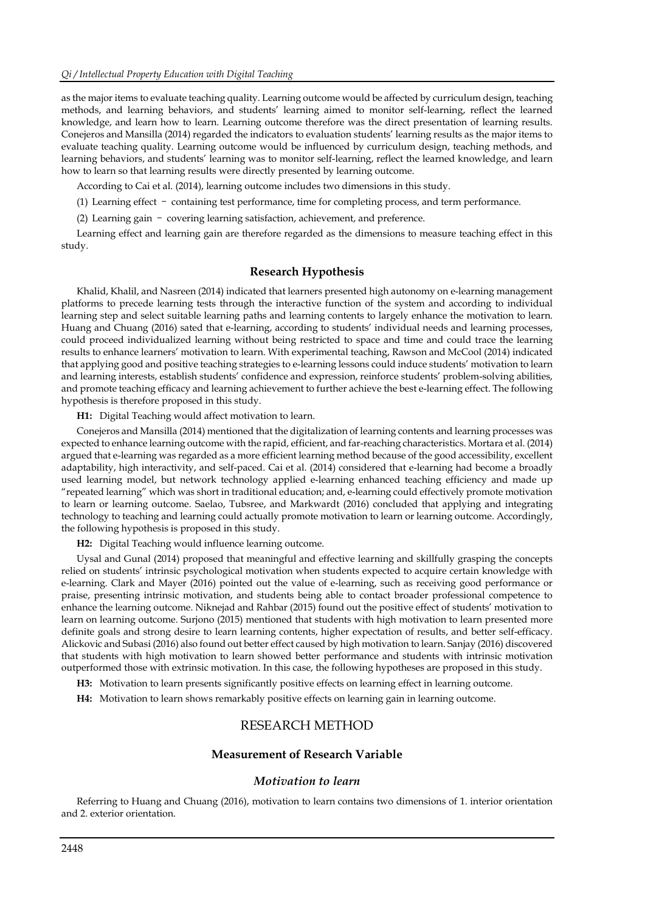as the major items to evaluate teaching quality. Learning outcome would be affected by curriculum design, teaching methods, and learning behaviors, and students' learning aimed to monitor self-learning, reflect the learned knowledge, and learn how to learn. Learning outcome therefore was the direct presentation of learning results. Conejeros and Mansilla (2014) regarded the indicators to evaluation students' learning results as the major items to evaluate teaching quality. Learning outcome would be influenced by curriculum design, teaching methods, and learning behaviors, and students' learning was to monitor self-learning, reflect the learned knowledge, and learn how to learn so that learning results were directly presented by learning outcome.

According to Cai et al. (2014), learning outcome includes two dimensions in this study.

(1) Learning effect – containing test performance, time for completing process, and term performance.

(2) Learning gain – covering learning satisfaction, achievement, and preference.

Learning effect and learning gain are therefore regarded as the dimensions to measure teaching effect in this study.

### Research Hypothesis

Khalid, Khalil, and Nasreen (2014) indicated that learners presented high autonomy on e-learning management platforms to precede learning tests through the interactive function of the system and according to individual learning step and select suitable learning paths and learning contents to largely enhance the motivation to learn. Huang and Chuang (2016) sated that e-learning, according to students' individual needs and learning processes, could proceed individualized learning without being restricted to space and time and could trace the learning results to enhance learners' motivation to learn. With experimental teaching, Rawson and McCool (2014) indicated that applying good and positive teaching strategies to e-learning lessons could induce students' motivation to learn and learning interests, establish students' confidence and expression, reinforce students' problem-solving abilities, and promote teaching efficacy and learning achievement to further achieve the best e-learning effect. The following hypothesis is therefore proposed in this study.

**H1:** Digital Teaching would affect motivation to learn.

Conejeros and Mansilla (2014) mentioned that the digitalization of learning contents and learning processes was expected to enhance learning outcome with the rapid, efficient, and far-reaching characteristics. Mortara et al. (2014) argued that e-learning was regarded as a more efficient learning method because of the good accessibility, excellent adaptability, high interactivity, and self-paced. Cai et al. (2014) considered that e-learning had become a broadly used learning model, but network technology applied e-learning enhanced teaching efficiency and made up "repeated learning" which was short in traditional education; and, e-learning could effectively promote motivation to learn or learning outcome. Saelao, Tubsree, and Markwardt (2016) concluded that applying and integrating technology to teaching and learning could actually promote motivation to learn or learning outcome. Accordingly, the following hypothesis is proposed in this study.

**H2:** Digital Teaching would influence learning outcome.

Uysal and Gunal (2014) proposed that meaningful and effective learning and skillfully grasping the concepts relied on students' intrinsic psychological motivation when students expected to acquire certain knowledge with e-learning. Clark and Mayer (2016) pointed out the value of e-learning, such as receiving good performance or praise, presenting intrinsic motivation, and students being able to contact broader professional competence to enhance the learning outcome. Niknejad and Rahbar (2015) found out the positive effect of students' motivation to learn on learning outcome. Surjono (2015) mentioned that students with high motivation to learn presented more definite goals and strong desire to learn learning contents, higher expectation of results, and better self-efficacy. Alickovic and Subasi (2016) also found out better effect caused by high motivation to learn. Sanjay (2016) discovered that students with high motivation to learn showed better performance and students with intrinsic motivation outperformed those with extrinsic motivation. In this case, the following hypotheses are proposed in this study.

**H3:** Motivation to learn presents significantly positive effects on learning effect in learning outcome.

**H4:** Motivation to learn shows remarkably positive effects on learning gain in learning outcome.

## RESEARCH METHOD

### Measurement of Research Variable

#### *Motivation to learn*

Referring to Huang and Chuang (2016), motivation to learn contains two dimensions of 1. interior orientation and 2. exterior orientation.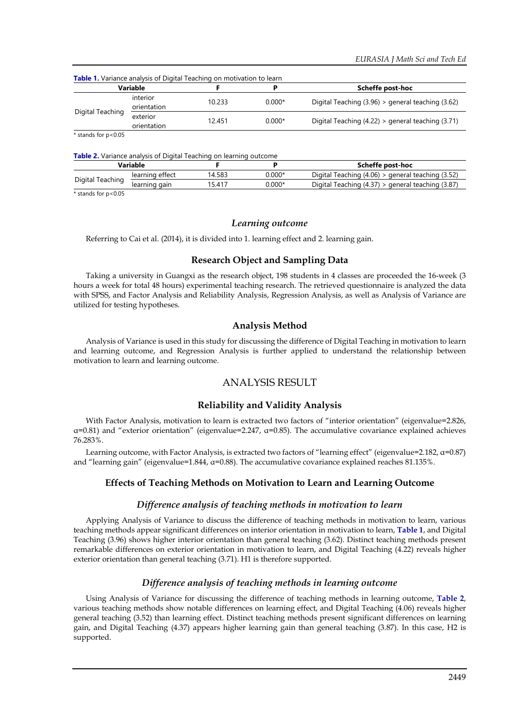**Table 1.** Variance analysis of Digital Teaching on motivation to learn

| Variable | | F | P | Scheffe post-hoc |
|---|---|---|---|---|
| Digital Teaching | interior orientation | 10.233 | 0.000* | Digital Teaching (3.96) > general teaching (3.62) |
| | exterior orientation | 12.451 | 0.000* | Digital Teaching (4.22) > general teaching (3.71) |

\* stands for $p<0.05$

**Table 2.** Variance analysis of Digital Teaching on learning outcome

| Variable | | F | P | Scheffe post-hoc |
|---|---|---|---|---|
| Digital Teaching | learning effect | 14.583 | 0.000* | Digital Teaching (4.06) > general teaching (3.52) |
| | learning gain | 15.417 | 0.000* | Digital Teaching (4.37) > general teaching (3.87) |

\* stands for $p<0.05$

### *Learning outcome*

Referring to Cai et al. (2014), it is divided into 1. learning effect and 2. learning gain.

### Research Object and Sampling Data

Taking a university in Guangxi as the research object, 198 students in 4 classes are proceeded the 16-week (3 hours a week for total 48 hours) experimental teaching research. The retrieved questionnaire is analyzed the data with SPSS, and Factor Analysis and Reliability Analysis, Regression Analysis, as well as Analysis of Variance are utilized for testing hypotheses.

### Analysis Method

Analysis of Variance is used in this study for discussing the difference of Digital Teaching in motivation to learn and learning outcome, and Regression Analysis is further applied to understand the relationship between motivation to learn and learning outcome.

## ANALYSIS RESULT

### Reliability and Validity Analysis

With Factor Analysis, motivation to learn is extracted two factors of "interior orientation" (eigenvalue=2.826, $\alpha$=0.81) and "exterior orientation" (eigenvalue=2.247, $\alpha$=0.85). The accumulative covariance explained achieves 76.283%.

Learning outcome, with Factor Analysis, is extracted two factors of "learning effect" (eigenvalue=2.182, $\alpha$=0.87) and "learning gain" (eigenvalue=1.844, $\alpha$=0.88). The accumulative covariance explained reaches 81.135%.

### Effects of Teaching Methods on Motivation to Learn and Learning Outcome

#### *Difference analysis of teaching methods in motivation to learn*

Applying Analysis of Variance to discuss the difference of teaching methods in motivation to learn, various teaching methods appear significant differences on interior orientation in motivation to learn, **Table 1**, and Digital Teaching (3.96) shows higher interior orientation than general teaching (3.62). Distinct teaching methods present remarkable differences on exterior orientation in motivation to learn, and Digital Teaching (4.22) reveals higher exterior orientation than general teaching (3.71). H1 is therefore supported.

#### *Difference analysis of teaching methods in learning outcome*

Using Analysis of Variance for discussing the difference of teaching methods in learning outcome, **Table 2**, various teaching methods show notable differences on learning effect, and Digital Teaching (4.06) reveals higher general teaching (3.52) than learning effect. Distinct teaching methods present significant differences on learning gain, and Digital Teaching (4.37) appears higher learning gain than general teaching (3.87). In this case, H2 is supported.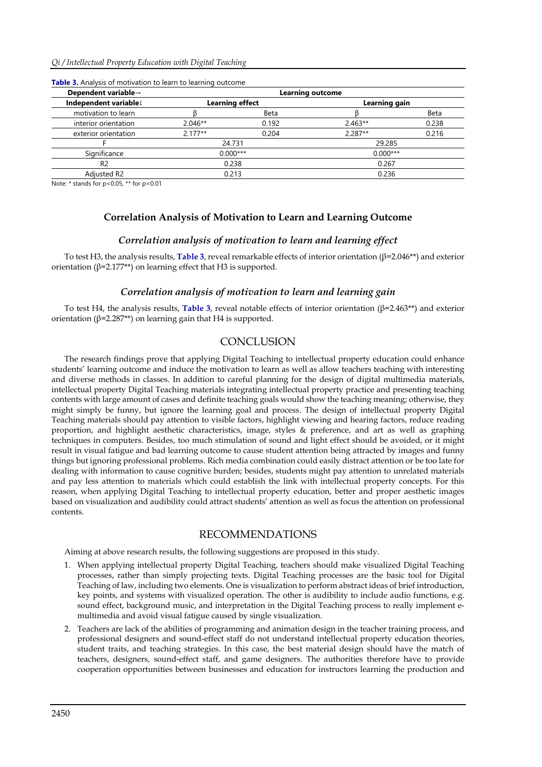**Table 3.** Analysis of motivation to learn to learning outcome

| Dependent variable→ | Learning outcome | | | |
|---|---|---|---|---|
| Independent variable↓ | Learning effect | | Learning gain | |
| motivation to learn | β | Beta | β | Beta |
| interior orientation | 2.046** | 0.192 | 2.463** | 0.238 |
| exterior orientation | 2.177** | 0.204 | 2.287** | 0.216 |
| F | 24.731 | | 29.285 | |
| Significance | 0.000*** | | 0.000*** | |
| R2 | 0.238 | | 0.267 | |
| Adjusted R2 | 0.213 | | 0.236 | |

Note: * stands for $p<0.05$, ** for $p<0.01$

### Correlation Analysis of Motivation to Learn and Learning Outcome

#### *Correlation analysis of motivation to learn and learning effect*

To test H3, the analysis results, **Table 3**, reveal remarkable effects of interior orientation (β=2.046**) and exterior orientation (β=2.177**) on learning effect that H3 is supported.

#### *Correlation analysis of motivation to learn and learning gain*

To test H4, the analysis results, **Table 3**, reveal notable effects of interior orientation (β=2.463**) and exterior orientation (β=2.287**) on learning gain that H4 is supported.

## CONCLUSION

The research findings prove that applying Digital Teaching to intellectual property education could enhance students' learning outcome and induce the motivation to learn as well as allow teachers teaching with interesting and diverse methods in classes. In addition to careful planning for the design of digital multimedia materials, intellectual property Digital Teaching materials integrating intellectual property practice and presenting teaching contents with large amount of cases and definite teaching goals would show the teaching meaning; otherwise, they might simply be funny, but ignore the learning goal and process. The design of intellectual property Digital Teaching materials should pay attention to visible factors, highlight viewing and hearing factors, reduce reading proportion, and highlight aesthetic characteristics, image, styles & preference, and art as well as graphing techniques in computers. Besides, too much stimulation of sound and light effect should be avoided, or it might result in visual fatigue and bad learning outcome to cause student attention being attracted by images and funny things but ignoring professional problems. Rich media combination could easily distract attention or be too late for dealing with information to cause cognitive burden; besides, students might pay attention to unrelated materials and pay less attention to materials which could establish the link with intellectual property concepts. For this reason, when applying Digital Teaching to intellectual property education, better and proper aesthetic images based on visualization and audibility could attract students' attention as well as focus the attention on professional contents.

## RECOMMENDATIONS

Aiming at above research results, the following suggestions are proposed in this study.

1. When applying intellectual property Digital Teaching, teachers should make visualized Digital Teaching processes, rather than simply projecting texts. Digital Teaching processes are the basic tool for Digital Teaching of law, including two elements. One is visualization to perform abstract ideas of brief introduction, key points, and systems with visualized operation. The other is audibility to include audio functions, e.g. sound effect, background music, and interpretation in the Digital Teaching process to really implement e-multimedia and avoid visual fatigue caused by single visualization.
2. Teachers are lack of the abilities of programming and animation design in the teacher training process, and professional designers and sound-effect staff do not understand intellectual property education theories, student traits, and teaching strategies. In this case, the best material design should have the match of teachers, designers, sound-effect staff, and game designers. The authorities therefore have to provide cooperation opportunities between businesses and education for instructors learning the production and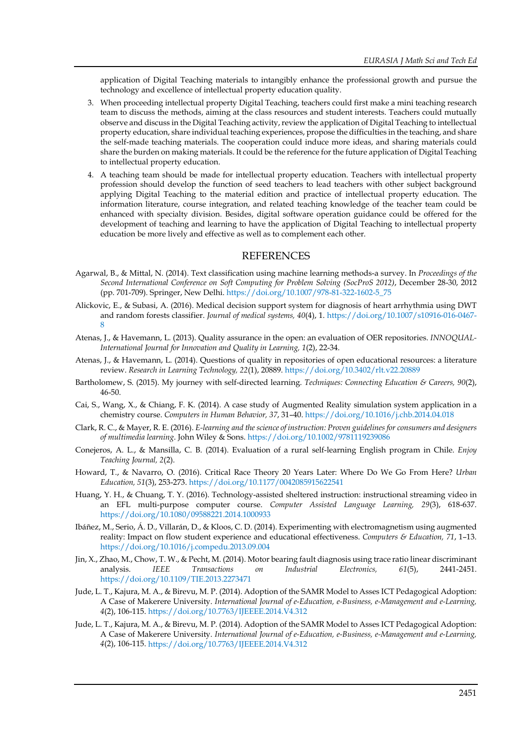application of Digital Teaching materials to intangibly enhance the professional growth and pursue the technology and excellence of intellectual property education quality.

3. When proceeding intellectual property Digital Teaching, teachers could first make a mini teaching research team to discuss the methods, aiming at the class resources and student interests. Teachers could mutually observe and discuss in the Digital Teaching activity, review the application of Digital Teaching to intellectual property education, share individual teaching experiences, propose the difficulties in the teaching, and share the self-made teaching materials. The cooperation could induce more ideas, and sharing materials could share the burden on making materials. It could be the reference for the future application of Digital Teaching to intellectual property education.

4. A teaching team should be made for intellectual property education. Teachers with intellectual property profession should develop the function of seed teachers to lead teachers with other subject background applying Digital Teaching to the material edition and practice of intellectual property education. The information literature, course integration, and related teaching knowledge of the teacher team could be enhanced with specialty division. Besides, digital software operation guidance could be offered for the development of teaching and learning to have the application of Digital Teaching to intellectual property education be more lively and effective as well as to complement each other.

## REFERENCES

Agarwal, B., & Mittal, N. (2014). Text classification using machine learning methods-a survey. In *Proceedings of the Second International Conference on Soft Computing for Problem Solving (SocProS 2012)*, December 28-30, 2012 (pp. 701-709). Springer, New Delhi. https://doi.org/10.1007/978-81-322-1602-5_75

Alickovic, E., & Subasi, A. (2016). Medical decision support system for diagnosis of heart arrhythmia using DWT and random forests classifier. *Journal of medical systems, 40*(4), 1. https://doi.org/10.1007/s10916-016-0467-8

Atenas, J., & Havemann, L. (2013). Quality assurance in the open: an evaluation of OER repositories. *INNOQUAL-International Journal for Innovation and Quality in Learning, 1*(2), 22-34.

Atenas, J., & Havemann, L. (2014). Questions of quality in repositories of open educational resources: a literature review. *Research in Learning Technology, 22*(1), 20889. https://doi.org/10.3402/rlt.v22.20889

Bartholomew, S. (2015). My journey with self-directed learning. *Techniques: Connecting Education & Careers, 90*(2), 46-50.

Cai, S., Wang, X., & Chiang, F. K. (2014). A case study of Augmented Reality simulation system application in a chemistry course. *Computers in Human Behavior, 37*, 31–40. https://doi.org/10.1016/j.chb.2014.04.018

Clark, R. C., & Mayer, R. E. (2016). *E-learning and the science of instruction: Proven guidelines for consumers and designers of multimedia learning*. John Wiley & Sons. https://doi.org/10.1002/9781119239086

Conejeros, A. L., & Mansilla, C. B. (2014). Evaluation of a rural self-learning English program in Chile. *Enjoy Teaching Journal, 2*(2).

Howard, T., & Navarro, O. (2016). Critical Race Theory 20 Years Later: Where Do We Go From Here? *Urban Education, 51*(3), 253-273. https://doi.org/10.1177/0042085915622541

Huang, Y. H., & Chuang, T. Y. (2016). Technology-assisted sheltered instruction: instructional streaming video in an EFL multi-purpose computer course. *Computer Assisted Language Learning, 29*(3), 618-637. https://doi.org/10.1080/09588221.2014.1000933

Ibáñez, M., Serio, Á. D., Villarán, D., & Kloos, C. D. (2014). Experimenting with electromagnetism using augmented reality: Impact on flow student experience and educational effectiveness. *Computers & Education, 71*, 1–13. https://doi.org/10.1016/j.compedu.2013.09.004

Jin, X., Zhao, M., Chow, T. W., & Pecht, M. (2014). Motor bearing fault diagnosis using trace ratio linear discriminant analysis. *IEEE Transactions on Industrial Electronics, 61*(5), 2441-2451. https://doi.org/10.1109/TIE.2013.2273471

Jude, L. T., Kajura, M. A., & Birevu, M. P. (2014). Adoption of the SAMR Model to Asses ICT Pedagogical Adoption: A Case of Makerere University. *International Journal of e-Education, e-Business, e-Management and e-Learning, 4*(2), 106-115. https://doi.org/10.7763/IJEEEE.2014.V4.312

Jude, L. T., Kajura, M. A., & Birevu, M. P. (2014). Adoption of the SAMR Model to Asses ICT Pedagogical Adoption: A Case of Makerere University. *International Journal of e-Education, e-Business, e-Management and e-Learning, 4*(2), 106-115. https://doi.org/10.7763/IJEEEE.2014.V4.312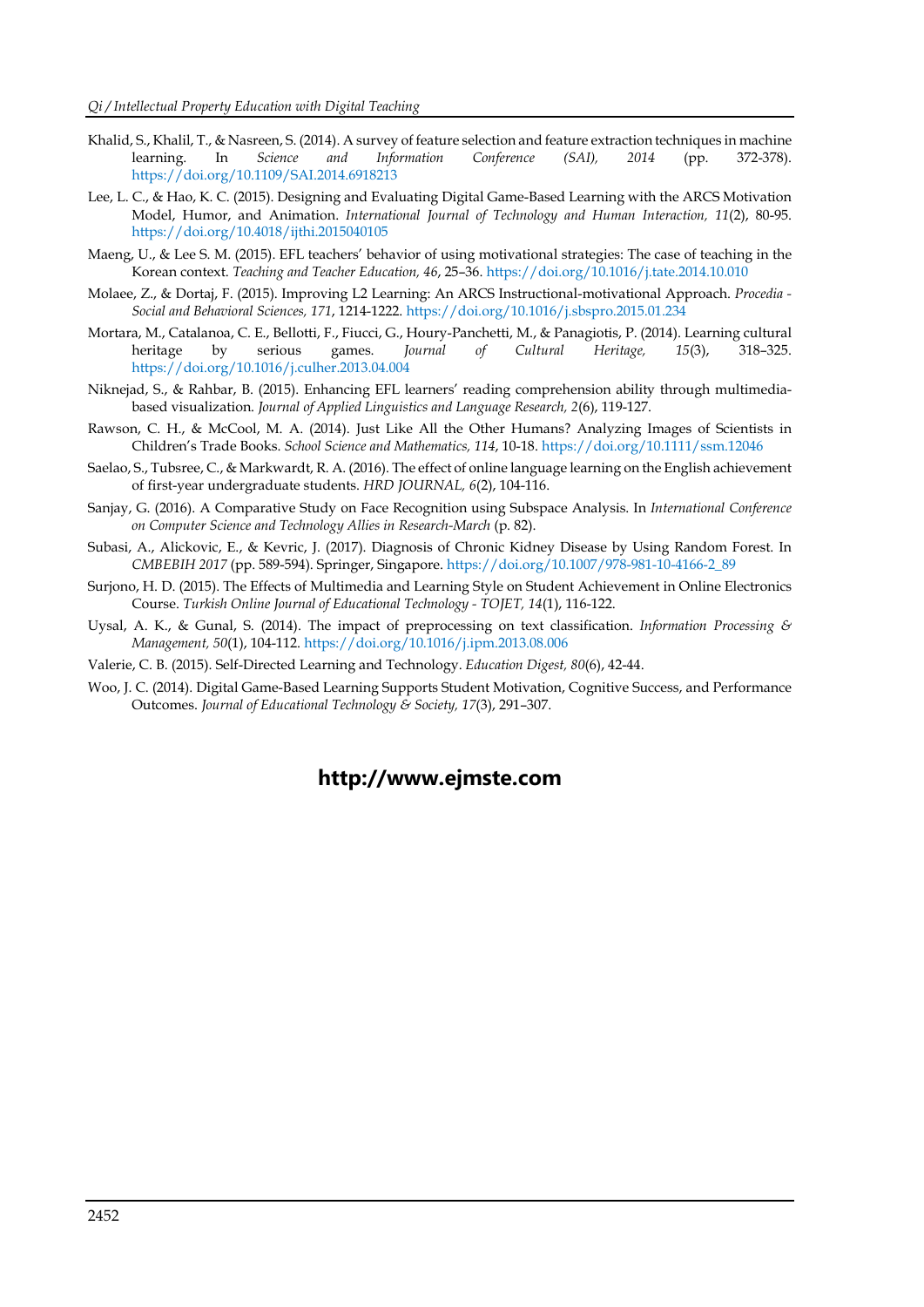Khalid, S., Khalil, T., & Nasreen, S. (2014). A survey of feature selection and feature extraction techniques in machine learning. In *Science and Information Conference (SAI), 2014* (pp. 372-378). https://doi.org/10.1109/SAI.2014.6918213

Lee, L. C., & Hao, K. C. (2015). Designing and Evaluating Digital Game-Based Learning with the ARCS Motivation Model, Humor, and Animation. *International Journal of Technology and Human Interaction, 11*(2), 80-95. https://doi.org/10.4018/ijthi.2015040105

Maeng, U., & Lee S. M. (2015). EFL teachers' behavior of using motivational strategies: The case of teaching in the Korean context. *Teaching and Teacher Education, 46*, 25–36. https://doi.org/10.1016/j.tate.2014.10.010

Molaee, Z., & Dortaj, F. (2015). Improving L2 Learning: An ARCS Instructional-motivational Approach. *Procedia - Social and Behavioral Sciences, 171*, 1214-1222. https://doi.org/10.1016/j.sbspro.2015.01.234

Mortara, M., Catalanoa, C. E., Bellotti, F., Fiucci, G., Houry-Panchetti, M., & Panagiotis, P. (2014). Learning cultural heritage by serious games. *Journal of Cultural Heritage, 15*(3), 318–325. https://doi.org/10.1016/j.culher.2013.04.004

Niknejad, S., & Rahbar, B. (2015). Enhancing EFL learners' reading comprehension ability through multimedia-based visualization. *Journal of Applied Linguistics and Language Research, 2*(6), 119-127.

Rawson, C. H., & McCool, M. A. (2014). Just Like All the Other Humans? Analyzing Images of Scientists in Children's Trade Books. *School Science and Mathematics, 114*, 10-18. https://doi.org/10.1111/ssm.12046

Saelao, S., Tubsree, C., & Markwardt, R. A. (2016). The effect of online language learning on the English achievement of first-year undergraduate students. *HRD JOURNAL, 6*(2), 104-116.

Sanjay, G. (2016). A Comparative Study on Face Recognition using Subspace Analysis. In *International Conference on Computer Science and Technology Allies in Research-March* (p. 82).

Subasi, A., Alickovic, E., & Kevric, J. (2017). Diagnosis of Chronic Kidney Disease by Using Random Forest. In *CMBEBIH 2017* (pp. 589-594). Springer, Singapore. https://doi.org/10.1007/978-981-10-4166-2_89

Surjono, H. D. (2015). The Effects of Multimedia and Learning Style on Student Achievement in Online Electronics Course. *Turkish Online Journal of Educational Technology - TOJET, 14*(1), 116-122.

Uysal, A. K., & Gunal, S. (2014). The impact of preprocessing on text classification. *Information Processing & Management, 50*(1), 104-112. https://doi.org/10.1016/j.ipm.2013.08.006

Valerie, C. B. (2015). Self-Directed Learning and Technology. *Education Digest, 80*(6), 42-44.

Woo, J. C. (2014). Digital Game-Based Learning Supports Student Motivation, Cognitive Success, and Performance Outcomes. *Journal of Educational Technology & Society, 17*(3), 291–307.

**http://www.ejmste.com**